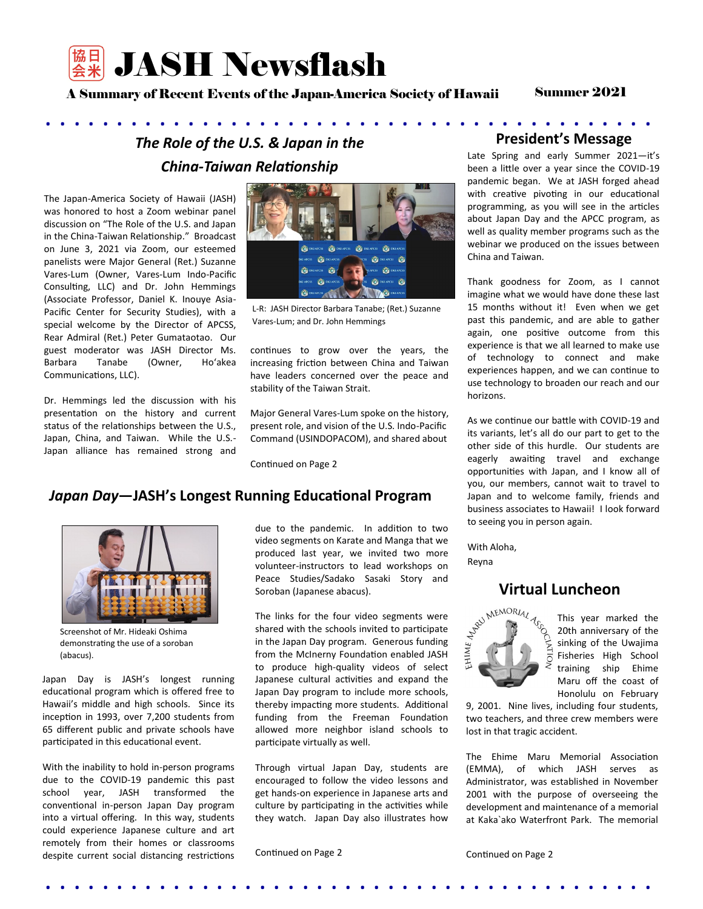# JASH Newsflash

**A Summary of Recent Events of the Japan-America Society of Hawaii** — **Summer 2021**

## *The Role of the U.S. & Japan in the China-Taiwan Relationship*

The Japan-America Society of Hawaii (JASH) was honored to host a Zoom webinar panel discussion on "The Role of the U.S. and Japan in the China-Taiwan Relationship." Broadcast on June 3, 2021 via Zoom, our esteemed panelists were Major General (Ret.) Suzanne Vares-Lum (Owner, Vares-Lum Indo-Pacific Consulting, LLC) and Dr. John Hemmings (Associate Professor, Daniel K. Inouye Asia-Pacific Center for Security Studies), with a special welcome by the Director of APCSS, Rear Admiral (Ret.) Peter Gumataotao. Our guest moderator was JASH Director Ms. Barbara Tanabe (Owner, Ho'akea Communications, LLC).

L-R: JASH Director Barbara Tanabe; (Ret.) Suzanne Vares-Lum; and Dr. John Hemmings

Dr. Hemmings led the discussion with his presentation on the history and current status of the relationships between the U.S., Japan, China, and Taiwan. While the U.S.-Japan alliance has remained strong and continues to grow over the years, the increasing friction between China and Taiwan have leaders concerned over the peace and stability of the Taiwan Strait.

Major General Vares-Lum spoke on the history, present role, and vision of the U.S. Indo-Pacific Command (USINDOPACOM), and shared about

Continued on Page 2

## President's Message

Late Spring and early Summer 2021—it's been a little over a year since the COVID-19 pandemic began. We at JASH forged ahead with creative pivoting in our educational programming, as you will see in the articles about Japan Day and the APCC program, as well as quality member programs such as the webinar we produced on the issues between China and Taiwan.

Thank goodness for Zoom, as I cannot imagine what we would have done these last 15 months without it! Even when we get past this pandemic, and are able to gather again, one positive outcome from this experience is that we all learned to make use of technology to connect and make experiences happen, and we can continue to use technology to broaden our reach and our horizons.

As we continue our battle with COVID-19 and its variants, let's all do our part to get to the other side of this hurdle. Our students are eagerly awaiting travel and exchange opportunities with Japan, and I know all of you, our members, cannot wait to travel to Japan and to welcome family, friends and business associates to Hawaii! I look forward to seeing you in person again.

With Aloha,
Reyna

## *Japan Day*—JASH's Longest Running Educational Program

Screenshot of Mr. Hideaki Oshima demonstrating the use of a soroban (abacus).

Japan Day is JASH's longest running educational program which is offered free to Hawaii's middle and high schools. Since its inception in 1993, over 7,200 students from 65 different public and private schools have participated in this educational event.

With the inability to hold in-person programs due to the COVID-19 pandemic this past school year, JASH transformed the conventional in-person Japan Day program into a virtual offering. In this way, students could experience Japanese culture and art remotely from their homes or classrooms despite current social distancing restrictions due to the pandemic. In addition to two video segments on Karate and Manga that we produced last year, we invited two more volunteer-instructors to lead workshops on Peace Studies/Sadako Sasaki Story and Soroban (Japanese abacus).

The links for the four video segments were shared with the schools invited to participate in the Japan Day program. Generous funding from the McInerny Foundation enabled JASH to produce high-quality videos of select Japanese cultural activities and expand the Japan Day program to include more schools, thereby impacting more students. Additional funding from the Freeman Foundation allowed more neighbor island schools to participate virtually as well.

Through virtual Japan Day, students are encouraged to follow the video lessons and get hands-on experience in Japanese arts and culture by participating in the activities while they watch. Japan Day also illustrates how

Continued on Page 2

## Virtual Luncheon

This year marked the 20th anniversary of the sinking of the Uwajima Fisheries High School training ship Ehime Maru off the coast of Honolulu on February 9, 2001. Nine lives, including four students, two teachers, and three crew members were lost in that tragic accident.

The Ehime Maru Memorial Association (EMMA), of which JASH serves as Administrator, was established in November 2001 with the purpose of overseeing the development and maintenance of a memorial at Kaka`ako Waterfront Park. The memorial

Continued on Page 2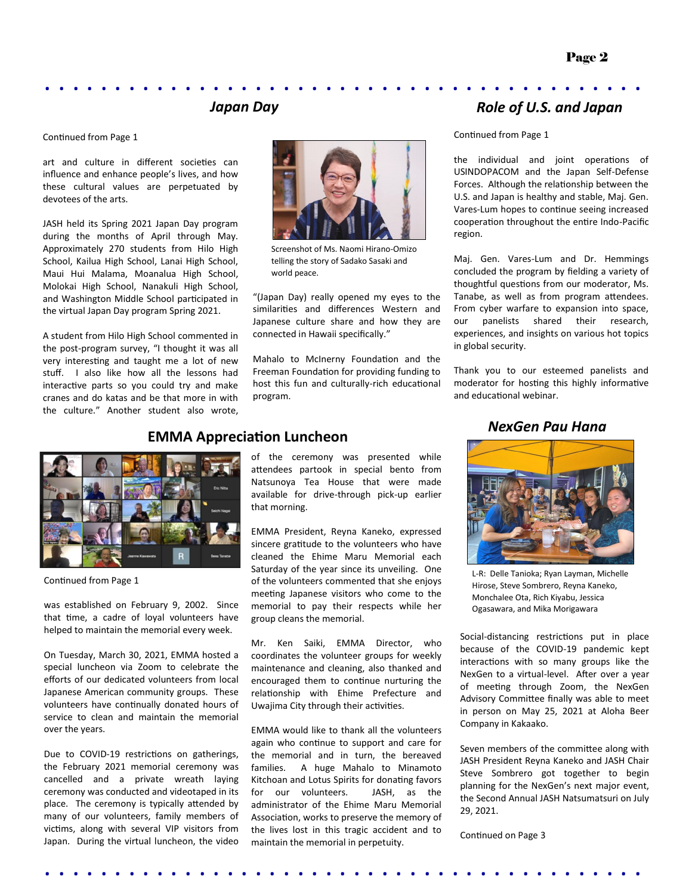## *Japan Day*

Continued from Page 1

art and culture in different societies can influence and enhance people's lives, and how these cultural values are perpetuated by devotees of the arts.

JASH held its Spring 2021 Japan Day program during the months of April through May. Approximately 270 students from Hilo High School, Kailua High School, Lanai High School, Maui Hui Malama, Moanalua High School, Molokai High School, Nanakuli High School, and Washington Middle School participated in the virtual Japan Day program Spring 2021.

A student from Hilo High School commented in the post-program survey, "I thought it was all very interesting and taught me a lot of new stuff. I also like how all the lessons had interactive parts so you could try and make cranes and do katas and be that more in with the culture." Another student also wrote,

Screenshot of Ms. Naomi Hirano-Omizo telling the story of Sadako Sasaki and world peace.

"(Japan Day) really opened my eyes to the similarities and differences Western and Japanese culture share and how they are connected in Hawaii specifically."

Mahalo to McInerny Foundation and the Freeman Foundation for providing funding to host this fun and culturally-rich educational program.

## *Role of U.S. and Japan*

Continued from Page 1

the individual and joint operations of USINDOPACOM and the Japan Self-Defense Forces. Although the relationship between the U.S. and Japan is healthy and stable, Maj. Gen. Vares-Lum hopes to continue seeing increased cooperation throughout the entire Indo-Pacific region.

Maj. Gen. Vares-Lum and Dr. Hemmings concluded the program by fielding a variety of thoughtful questions from our moderator, Ms. Tanabe, as well as from program attendees. From cyber warfare to expansion into space, our panelists shared their research, experiences, and insights on various hot topics in global security.

Thank you to our esteemed panelists and moderator for hosting this highly informative and educational webinar.

## EMMA Appreciation Luncheon

Continued from Page 1

was established on February 9, 2002. Since that time, a cadre of loyal volunteers have helped to maintain the memorial every week.

On Tuesday, March 30, 2021, EMMA hosted a special luncheon via Zoom to celebrate the efforts of our dedicated volunteers from local Japanese American community groups. These volunteers have continually donated hours of service to clean and maintain the memorial over the years.

Due to COVID-19 restrictions on gatherings, the February 2021 memorial ceremony was cancelled and a private wreath laying ceremony was conducted and videotaped in its place. The ceremony is typically attended by many of our volunteers, family members of victims, along with several VIP visitors from Japan. During the virtual luncheon, the video of the ceremony was presented while attendees partook in special bento from Natsunoya Tea House that were made available for drive-through pick-up earlier that morning.

EMMA President, Reyna Kaneko, expressed sincere gratitude to the volunteers who have cleaned the Ehime Maru Memorial each Saturday of the year since its unveiling. One of the volunteers commented that she enjoys meeting Japanese visitors who come to the memorial to pay their respects while her group cleans the memorial.

Mr. Ken Saiki, EMMA Director, who coordinates the volunteer groups for weekly maintenance and cleaning, also thanked and encouraged them to continue nurturing the relationship with Ehime Prefecture and Uwajima City through their activities.

EMMA would like to thank all the volunteers again who continue to support and care for the memorial and in turn, the bereaved families. A huge Mahalo to Minamoto Kitchoan and Lotus Spirits for donating favors for our volunteers. JASH, as the administrator of the Ehime Maru Memorial Association, works to preserve the memory of the lives lost in this tragic accident and to maintain the memorial in perpetuity.

## *NexGen Pau Hana*

L-R: Delle Tanioka; Ryan Layman, Michelle Hirose, Steve Sombrero, Reyna Kaneko, Monchalee Ota, Rich Kiyabu, Jessica Ogasawara, and Mika Morigawara

Social-distancing restrictions put in place because of the COVID-19 pandemic kept interactions with so many groups like the NexGen to a virtual-level. After over a year of meeting through Zoom, the NexGen Advisory Committee finally was able to meet in person on May 25, 2021 at Aloha Beer Company in Kakaako.

Seven members of the committee along with JASH President Reyna Kaneko and JASH Chair Steve Sombrero got together to begin planning for the NexGen's next major event, the Second Annual JASH Natsumatsuri on July 29, 2021.

Continued on Page 3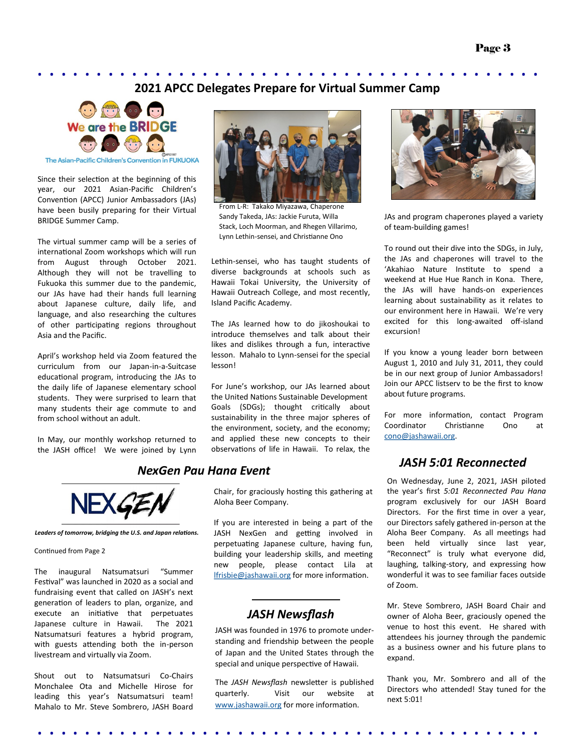## 2021 APCC Delegates Prepare for Virtual Summer Camp

We are the BRIDGE

The Asian-Pacific Children's Convention in FUKUOKA

Since their selection at the beginning of this year, our 2021 Asian-Pacific Children's Convention (APCC) Junior Ambassadors (JAs) have been busily preparing for their Virtual BRIDGE Summer Camp.

The virtual summer camp will be a series of international Zoom workshops which will run from August through October 2021. Although they will not be travelling to Fukuoka this summer due to the pandemic, our JAs have had their hands full learning about Japanese culture, daily life, and language, and also researching the cultures of other participating regions throughout Asia and the Pacific.

April's workshop held via Zoom featured the curriculum from our Japan-in-a-Suitcase educational program, introducing the JAs to the daily life of Japanese elementary school students. They were surprised to learn that many students their age commute to and from school without an adult.

In May, our monthly workshop returned to the JASH office! We were joined by Lynn Lethin-sensei, who has taught students of diverse backgrounds at schools such as Hawaii Tokai University, the University of Hawaii Outreach College, and most recently, Island Pacific Academy.

From L-R: Takako Miyazawa, Chaperone Sandy Takeda, JAs: Jackie Furuta, Willa Stack, Loch Moorman, and Rhegen Villarimo, Lynn Lethin-sensei, and Christianne Ono

The JAs learned how to do jikoshoukai to introduce themselves and talk about their likes and dislikes through a fun, interactive lesson. Mahalo to Lynn-sensei for the special lesson!

For June's workshop, our JAs learned about the United Nations Sustainable Development Goals (SDGs); thought critically about sustainability in the three major spheres of the environment, society, and the economy; and applied these new concepts to their observations of life in Hawaii. To relax, the JAs and program chaperones played a variety of team-building games!

To round out their dive into the SDGs, in July, the JAs and chaperones will travel to the 'Akahiao Nature Institute to spend a weekend at Hue Hue Ranch in Kona. There, the JAs will have hands-on experiences learning about sustainability as it relates to our environment here in Hawaii. We're very excited for this long-awaited off-island excursion!

If you know a young leader born between August 1, 2010 and July 31, 2011, they could be in our next group of Junior Ambassadors! Join our APCC listserv to be the first to know about future programs.

For more information, contact Program Coordinator Christianne Ono at cono@jashawaii.org.

## *NexGen Pau Hana Event*

NEXGEN

*Leaders of tomorrow, bridging the U.S. and Japan relations.*

Continued from Page 2

The inaugural Natsumatsuri "Summer Festival" was launched in 2020 as a social and fundraising event that called on JASH's next generation of leaders to plan, organize, and execute an initiative that perpetuates Japanese culture in Hawaii. The 2021 Natsumatsuri features a hybrid program, with guests attending both the in-person livestream and virtually via Zoom.

Shout out to Natsumatsuri Co-Chairs Monchalee Ota and Michelle Hirose for leading this year's Natsumatsuri team! Mahalo to Mr. Steve Sombrero, JASH Board Chair, for graciously hosting this gathering at Aloha Beer Company.

If you are interested in being a part of the JASH NexGen and getting involved in perpetuating Japanese culture, having fun, building your leadership skills, and meeting new people, please contact Lila at lfrisbie@jashawaii.org for more information.

## *JASH Newsflash*

JASH was founded in 1976 to promote understanding and friendship between the people of Japan and the United States through the special and unique perspective of Hawaii.

The *JASH Newsflash* newsletter is published quarterly. Visit our website at www.jashawaii.org for more information.

## *JASH 5:01 Reconnected*

On Wednesday, June 2, 2021, JASH piloted the year's first *5:01 Reconnected Pau Hana* program exclusively for our JASH Board Directors. For the first time in over a year, our Directors safely gathered in-person at the Aloha Beer Company. As all meetings had been held virtually since last year, "Reconnect" is truly what everyone did, laughing, talking-story, and expressing how wonderful it was to see familiar faces outside of Zoom.

Mr. Steve Sombrero, JASH Board Chair and owner of Aloha Beer, graciously opened the venue to host this event. He shared with attendees his journey through the pandemic as a business owner and his future plans to expand.

Thank you, Mr. Sombrero and all of the Directors who attended! Stay tuned for the next 5:01!